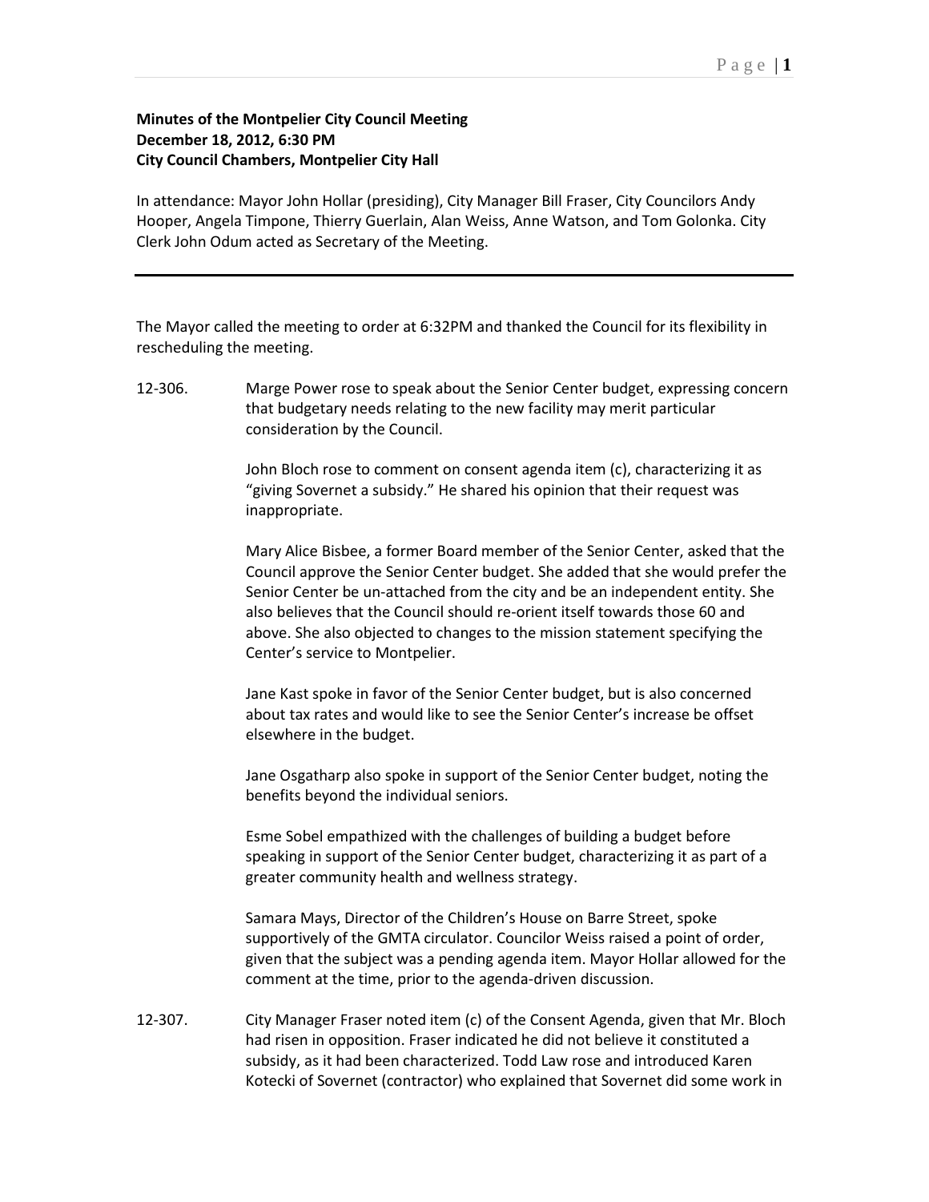**Minutes of the Montpelier City Council Meeting**
**December 18, 2012, 6:30 PM**
**City Council Chambers, Montpelier City Hall**

In attendance: Mayor John Hollar (presiding), City Manager Bill Fraser, City Councilors Andy Hooper, Angela Timpone, Thierry Guerlain, Alan Weiss, Anne Watson, and Tom Golonka. City Clerk John Odum acted as Secretary of the Meeting.

---

The Mayor called the meeting to order at 6:32PM and thanked the Council for its flexibility in rescheduling the meeting.

12-306. Marge Power rose to speak about the Senior Center budget, expressing concern that budgetary needs relating to the new facility may merit particular consideration by the Council.

John Bloch rose to comment on consent agenda item (c), characterizing it as "giving Sovernet a subsidy." He shared his opinion that their request was inappropriate.

Mary Alice Bisbee, a former Board member of the Senior Center, asked that the Council approve the Senior Center budget. She added that she would prefer the Senior Center be un-attached from the city and be an independent entity. She also believes that the Council should re-orient itself towards those 60 and above. She also objected to changes to the mission statement specifying the Center's service to Montpelier.

Jane Kast spoke in favor of the Senior Center budget, but is also concerned about tax rates and would like to see the Senior Center's increase be offset elsewhere in the budget.

Jane Osgatharp also spoke in support of the Senior Center budget, noting the benefits beyond the individual seniors.

Esme Sobel empathized with the challenges of building a budget before speaking in support of the Senior Center budget, characterizing it as part of a greater community health and wellness strategy.

Samara Mays, Director of the Children's House on Barre Street, spoke supportively of the GMTA circulator. Councilor Weiss raised a point of order, given that the subject was a pending agenda item. Mayor Hollar allowed for the comment at the time, prior to the agenda-driven discussion.

12-307. City Manager Fraser noted item (c) of the Consent Agenda, given that Mr. Bloch had risen in opposition. Fraser indicated he did not believe it constituted a subsidy, as it had been characterized. Todd Law rose and introduced Karen Kotecki of Sovernet (contractor) who explained that Sovernet did some work in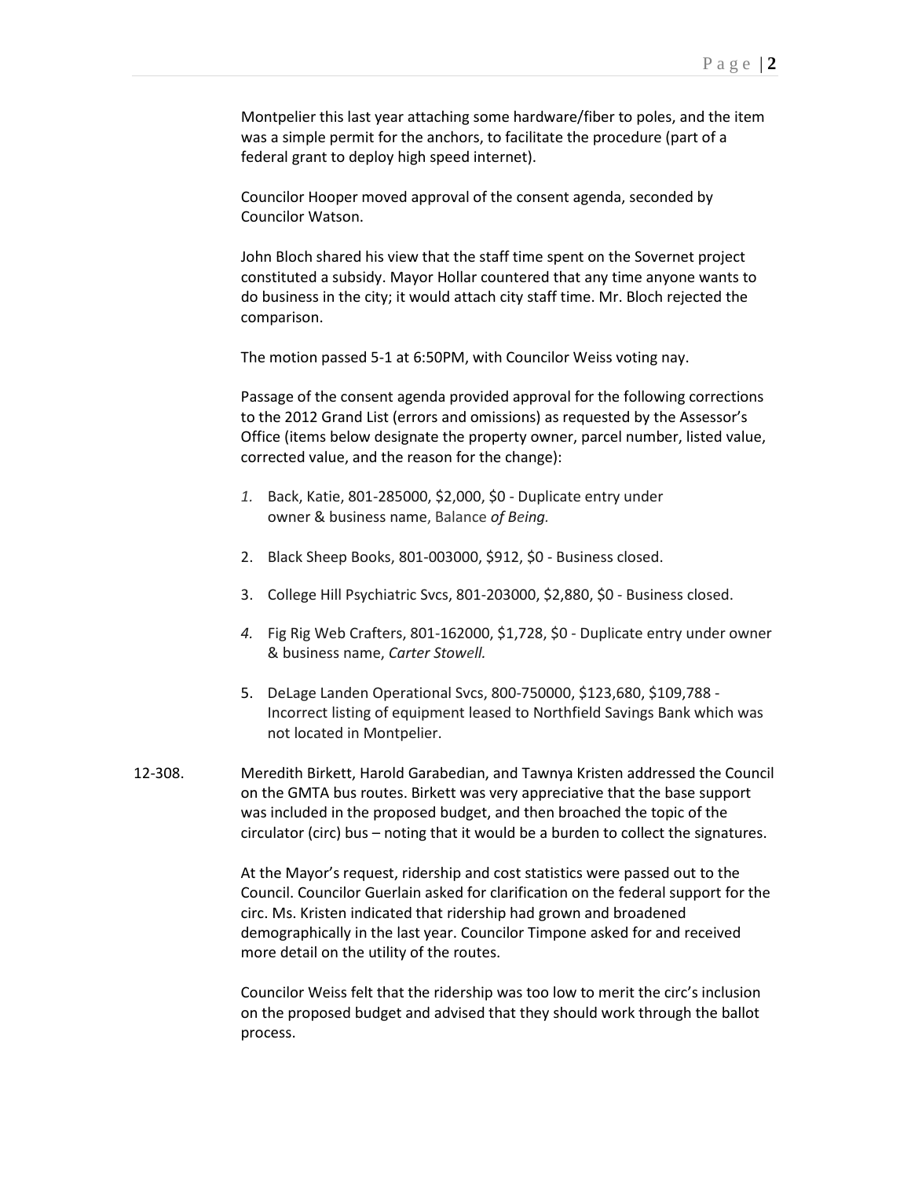Montpelier this last year attaching some hardware/fiber to poles, and the item was a simple permit for the anchors, to facilitate the procedure (part of a federal grant to deploy high speed internet).

Councilor Hooper moved approval of the consent agenda, seconded by Councilor Watson.

John Bloch shared his view that the staff time spent on the Sovernet project constituted a subsidy. Mayor Hollar countered that any time anyone wants to do business in the city; it would attach city staff time. Mr. Bloch rejected the comparison.

The motion passed 5-1 at 6:50PM, with Councilor Weiss voting nay.

Passage of the consent agenda provided approval for the following corrections to the 2012 Grand List (errors and omissions) as requested by the Assessor's Office (items below designate the property owner, parcel number, listed value, corrected value, and the reason for the change):

1. Back, Katie, 801-285000, $2,000, $0 - Duplicate entry under owner & business name, Balance *of Being.*
2. Black Sheep Books, 801-003000, $912, $0 - Business closed.
3. College Hill Psychiatric Svcs, 801-203000, $2,880, $0 - Business closed.
4. Fig Rig Web Crafters, 801-162000, $1,728, $0 - Duplicate entry under owner & business name, *Carter Stowell.*
5. DeLage Landen Operational Svcs, 800-750000, $123,680, $109,788 - Incorrect listing of equipment leased to Northfield Savings Bank which was not located in Montpelier.

12-308. Meredith Birkett, Harold Garabedian, and Tawnya Kristen addressed the Council on the GMTA bus routes. Birkett was very appreciative that the base support was included in the proposed budget, and then broached the topic of the circulator (circ) bus – noting that it would be a burden to collect the signatures.

At the Mayor's request, ridership and cost statistics were passed out to the Council. Councilor Guerlain asked for clarification on the federal support for the circ. Ms. Kristen indicated that ridership had grown and broadened demographically in the last year. Councilor Timpone asked for and received more detail on the utility of the routes.

Councilor Weiss felt that the ridership was too low to merit the circ's inclusion on the proposed budget and advised that they should work through the ballot process.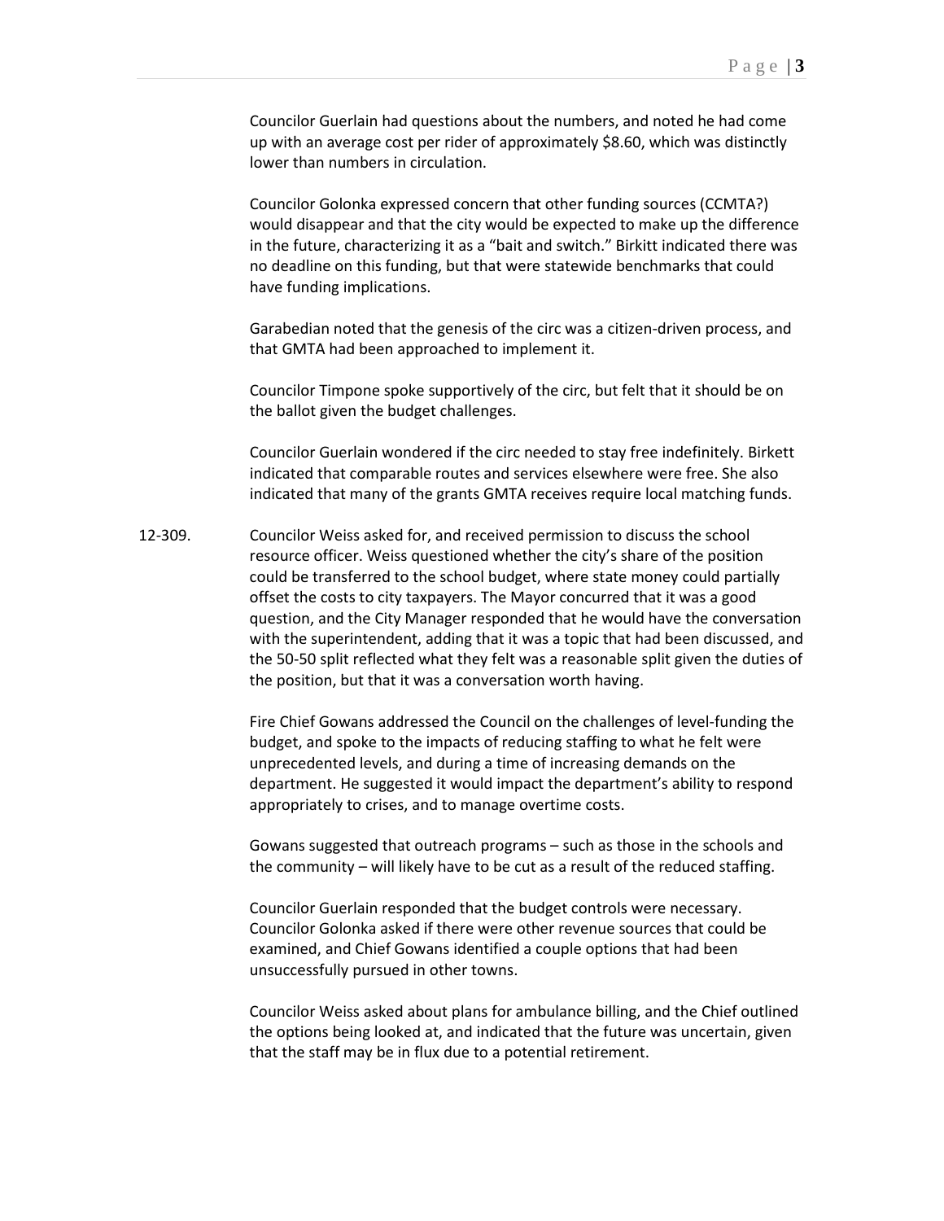Councilor Guerlain had questions about the numbers, and noted he had come up with an average cost per rider of approximately $8.60, which was distinctly lower than numbers in circulation.

Councilor Golonka expressed concern that other funding sources (CCMTA?) would disappear and that the city would be expected to make up the difference in the future, characterizing it as a "bait and switch." Birkitt indicated there was no deadline on this funding, but that were statewide benchmarks that could have funding implications.

Garabedian noted that the genesis of the circ was a citizen-driven process, and that GMTA had been approached to implement it.

Councilor Timpone spoke supportively of the circ, but felt that it should be on the ballot given the budget challenges.

Councilor Guerlain wondered if the circ needed to stay free indefinitely. Birkett indicated that comparable routes and services elsewhere were free. She also indicated that many of the grants GMTA receives require local matching funds.

12-309. Councilor Weiss asked for, and received permission to discuss the school resource officer. Weiss questioned whether the city's share of the position could be transferred to the school budget, where state money could partially offset the costs to city taxpayers. The Mayor concurred that it was a good question, and the City Manager responded that he would have the conversation with the superintendent, adding that it was a topic that had been discussed, and the 50-50 split reflected what they felt was a reasonable split given the duties of the position, but that it was a conversation worth having.

Fire Chief Gowans addressed the Council on the challenges of level-funding the budget, and spoke to the impacts of reducing staffing to what he felt were unprecedented levels, and during a time of increasing demands on the department. He suggested it would impact the department's ability to respond appropriately to crises, and to manage overtime costs.

Gowans suggested that outreach programs – such as those in the schools and the community – will likely have to be cut as a result of the reduced staffing.

Councilor Guerlain responded that the budget controls were necessary. Councilor Golonka asked if there were other revenue sources that could be examined, and Chief Gowans identified a couple options that had been unsuccessfully pursued in other towns.

Councilor Weiss asked about plans for ambulance billing, and the Chief outlined the options being looked at, and indicated that the future was uncertain, given that the staff may be in flux due to a potential retirement.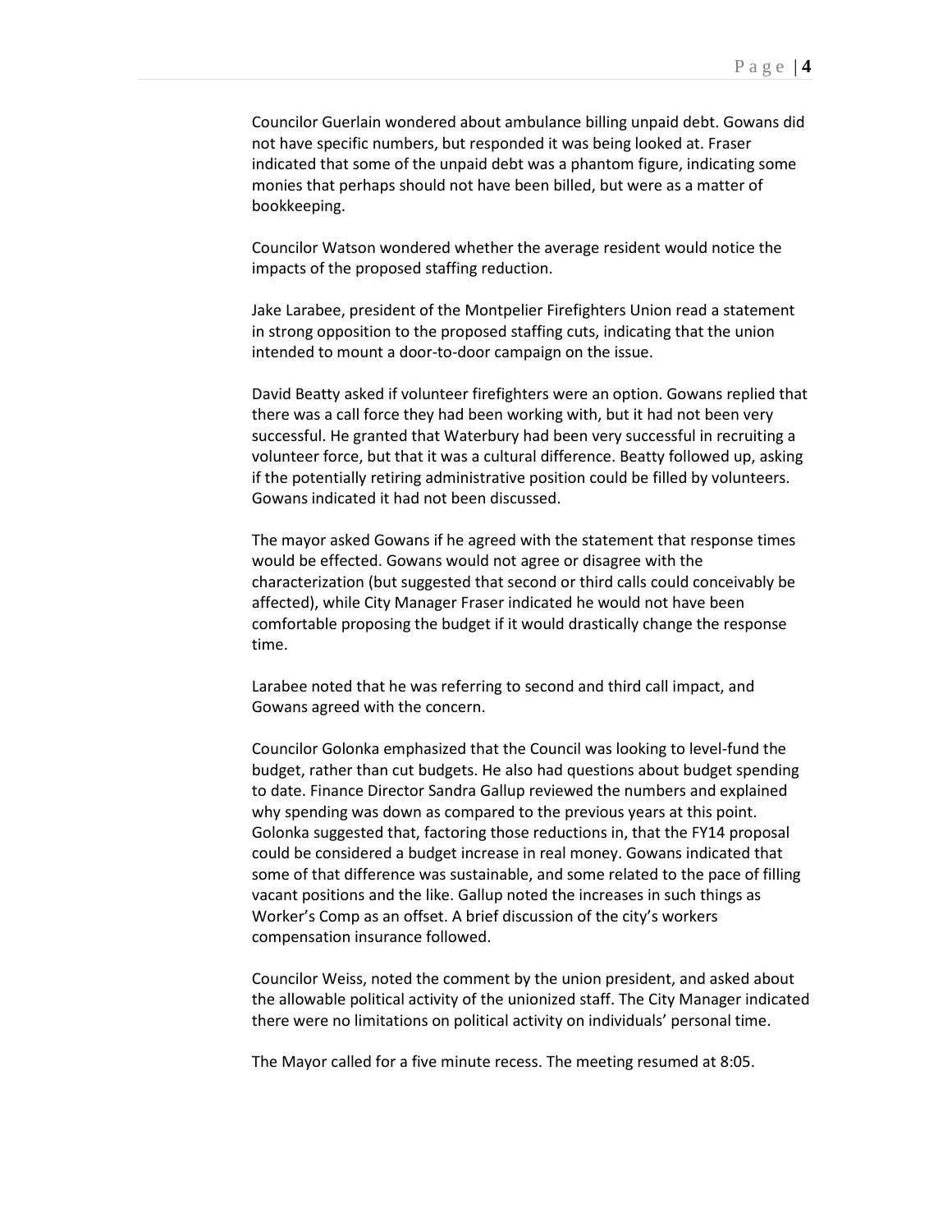Councilor Guerlain wondered about ambulance billing unpaid debt. Gowans did not have specific numbers, but responded it was being looked at. Fraser indicated that some of the unpaid debt was a phantom figure, indicating some monies that perhaps should not have been billed, but were as a matter of bookkeeping.

Councilor Watson wondered whether the average resident would notice the impacts of the proposed staffing reduction.

Jake Larabee, president of the Montpelier Firefighters Union read a statement in strong opposition to the proposed staffing cuts, indicating that the union intended to mount a door-to-door campaign on the issue.

David Beatty asked if volunteer firefighters were an option. Gowans replied that there was a call force they had been working with, but it had not been very successful. He granted that Waterbury had been very successful in recruiting a volunteer force, but that it was a cultural difference. Beatty followed up, asking if the potentially retiring administrative position could be filled by volunteers. Gowans indicated it had not been discussed.

The mayor asked Gowans if he agreed with the statement that response times would be effected. Gowans would not agree or disagree with the characterization (but suggested that second or third calls could conceivably be affected), while City Manager Fraser indicated he would not have been comfortable proposing the budget if it would drastically change the response time.

Larabee noted that he was referring to second and third call impact, and Gowans agreed with the concern.

Councilor Golonka emphasized that the Council was looking to level-fund the budget, rather than cut budgets. He also had questions about budget spending to date. Finance Director Sandra Gallup reviewed the numbers and explained why spending was down as compared to the previous years at this point. Golonka suggested that, factoring those reductions in, that the FY14 proposal could be considered a budget increase in real money. Gowans indicated that some of that difference was sustainable, and some related to the pace of filling vacant positions and the like. Gallup noted the increases in such things as Worker's Comp as an offset. A brief discussion of the city's workers compensation insurance followed.

Councilor Weiss, noted the comment by the union president, and asked about the allowable political activity of the unionized staff. The City Manager indicated there were no limitations on political activity on individuals' personal time.

The Mayor called for a five minute recess. The meeting resumed at 8:05.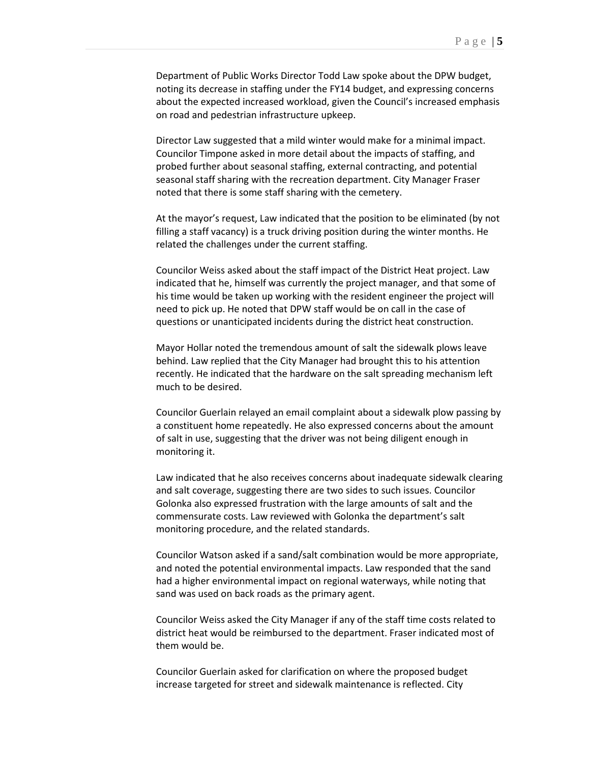Department of Public Works Director Todd Law spoke about the DPW budget, noting its decrease in staffing under the FY14 budget, and expressing concerns about the expected increased workload, given the Council's increased emphasis on road and pedestrian infrastructure upkeep.

Director Law suggested that a mild winter would make for a minimal impact. Councilor Timpone asked in more detail about the impacts of staffing, and probed further about seasonal staffing, external contracting, and potential seasonal staff sharing with the recreation department. City Manager Fraser noted that there is some staff sharing with the cemetery.

At the mayor's request, Law indicated that the position to be eliminated (by not filling a staff vacancy) is a truck driving position during the winter months. He related the challenges under the current staffing.

Councilor Weiss asked about the staff impact of the District Heat project. Law indicated that he, himself was currently the project manager, and that some of his time would be taken up working with the resident engineer the project will need to pick up. He noted that DPW staff would be on call in the case of questions or unanticipated incidents during the district heat construction.

Mayor Hollar noted the tremendous amount of salt the sidewalk plows leave behind. Law replied that the City Manager had brought this to his attention recently. He indicated that the hardware on the salt spreading mechanism left much to be desired.

Councilor Guerlain relayed an email complaint about a sidewalk plow passing by a constituent home repeatedly. He also expressed concerns about the amount of salt in use, suggesting that the driver was not being diligent enough in monitoring it.

Law indicated that he also receives concerns about inadequate sidewalk clearing and salt coverage, suggesting there are two sides to such issues. Councilor Golonka also expressed frustration with the large amounts of salt and the commensurate costs. Law reviewed with Golonka the department's salt monitoring procedure, and the related standards.

Councilor Watson asked if a sand/salt combination would be more appropriate, and noted the potential environmental impacts. Law responded that the sand had a higher environmental impact on regional waterways, while noting that sand was used on back roads as the primary agent.

Councilor Weiss asked the City Manager if any of the staff time costs related to district heat would be reimbursed to the department. Fraser indicated most of them would be.

Councilor Guerlain asked for clarification on where the proposed budget increase targeted for street and sidewalk maintenance is reflected. City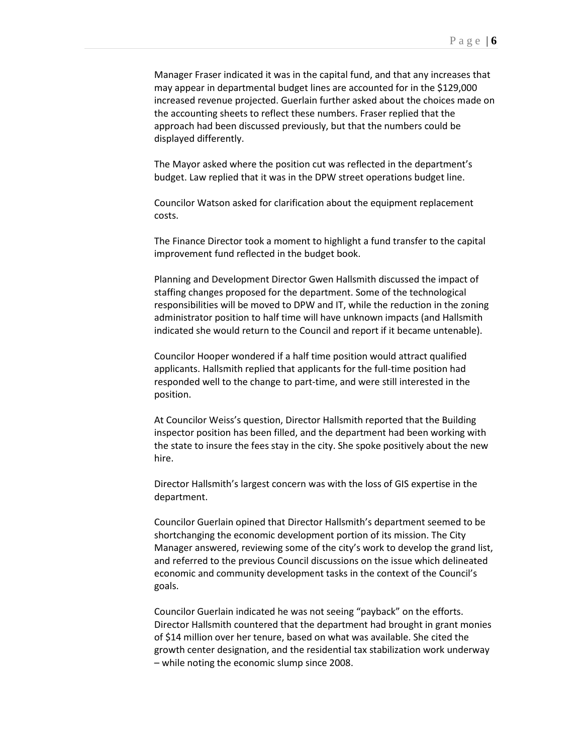Manager Fraser indicated it was in the capital fund, and that any increases that may appear in departmental budget lines are accounted for in the $129,000 increased revenue projected. Guerlain further asked about the choices made on the accounting sheets to reflect these numbers. Fraser replied that the approach had been discussed previously, but that the numbers could be displayed differently.

The Mayor asked where the position cut was reflected in the department's budget. Law replied that it was in the DPW street operations budget line.

Councilor Watson asked for clarification about the equipment replacement costs.

The Finance Director took a moment to highlight a fund transfer to the capital improvement fund reflected in the budget book.

Planning and Development Director Gwen Hallsmith discussed the impact of staffing changes proposed for the department. Some of the technological responsibilities will be moved to DPW and IT, while the reduction in the zoning administrator position to half time will have unknown impacts (and Hallsmith indicated she would return to the Council and report if it became untenable).

Councilor Hooper wondered if a half time position would attract qualified applicants. Hallsmith replied that applicants for the full-time position had responded well to the change to part-time, and were still interested in the position.

At Councilor Weiss's question, Director Hallsmith reported that the Building inspector position has been filled, and the department had been working with the state to insure the fees stay in the city. She spoke positively about the new hire.

Director Hallsmith's largest concern was with the loss of GIS expertise in the department.

Councilor Guerlain opined that Director Hallsmith's department seemed to be shortchanging the economic development portion of its mission. The City Manager answered, reviewing some of the city's work to develop the grand list, and referred to the previous Council discussions on the issue which delineated economic and community development tasks in the context of the Council's goals.

Councilor Guerlain indicated he was not seeing "payback" on the efforts. Director Hallsmith countered that the department had brought in grant monies of $14 million over her tenure, based on what was available. She cited the growth center designation, and the residential tax stabilization work underway – while noting the economic slump since 2008.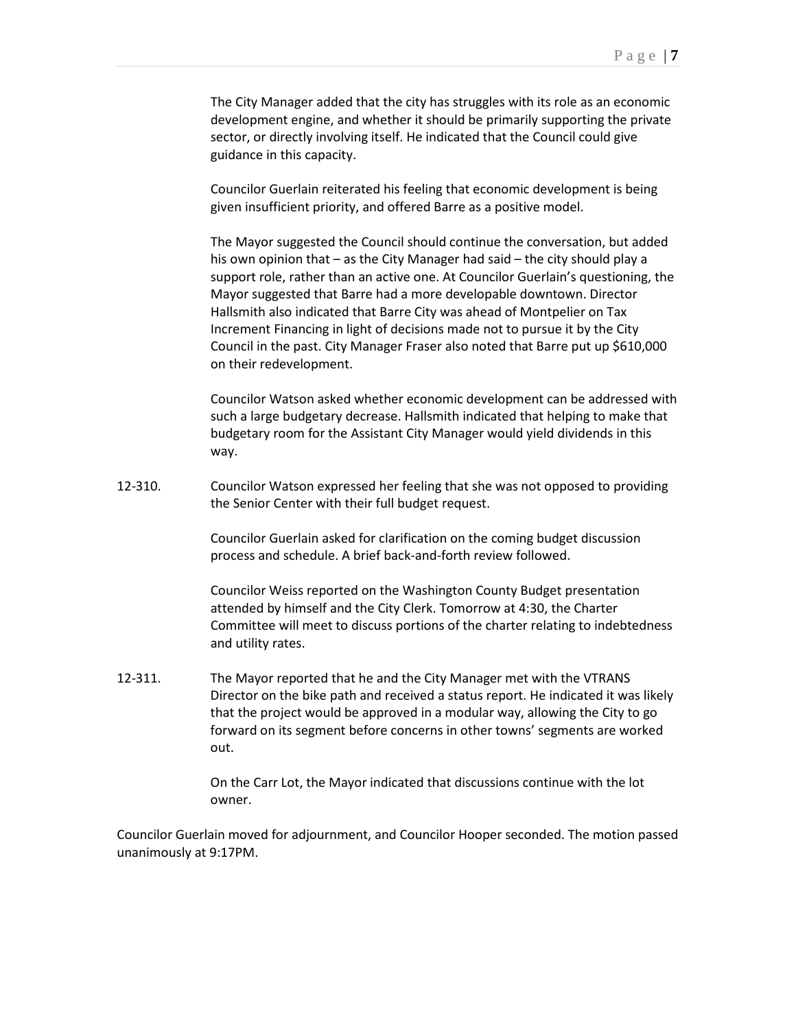The City Manager added that the city has struggles with its role as an economic development engine, and whether it should be primarily supporting the private sector, or directly involving itself. He indicated that the Council could give guidance in this capacity.

Councilor Guerlain reiterated his feeling that economic development is being given insufficient priority, and offered Barre as a positive model.

The Mayor suggested the Council should continue the conversation, but added his own opinion that – as the City Manager had said – the city should play a support role, rather than an active one. At Councilor Guerlain's questioning, the Mayor suggested that Barre had a more developable downtown. Director Hallsmith also indicated that Barre City was ahead of Montpelier on Tax Increment Financing in light of decisions made not to pursue it by the City Council in the past. City Manager Fraser also noted that Barre put up $610,000 on their redevelopment.

Councilor Watson asked whether economic development can be addressed with such a large budgetary decrease. Hallsmith indicated that helping to make that budgetary room for the Assistant City Manager would yield dividends in this way.

12-310. Councilor Watson expressed her feeling that she was not opposed to providing the Senior Center with their full budget request.

Councilor Guerlain asked for clarification on the coming budget discussion process and schedule. A brief back-and-forth review followed.

Councilor Weiss reported on the Washington County Budget presentation attended by himself and the City Clerk. Tomorrow at 4:30, the Charter Committee will meet to discuss portions of the charter relating to indebtedness and utility rates.

12-311. The Mayor reported that he and the City Manager met with the VTRANS Director on the bike path and received a status report. He indicated it was likely that the project would be approved in a modular way, allowing the City to go forward on its segment before concerns in other towns' segments are worked out.

On the Carr Lot, the Mayor indicated that discussions continue with the lot owner.

Councilor Guerlain moved for adjournment, and Councilor Hooper seconded. The motion passed unanimously at 9:17PM.